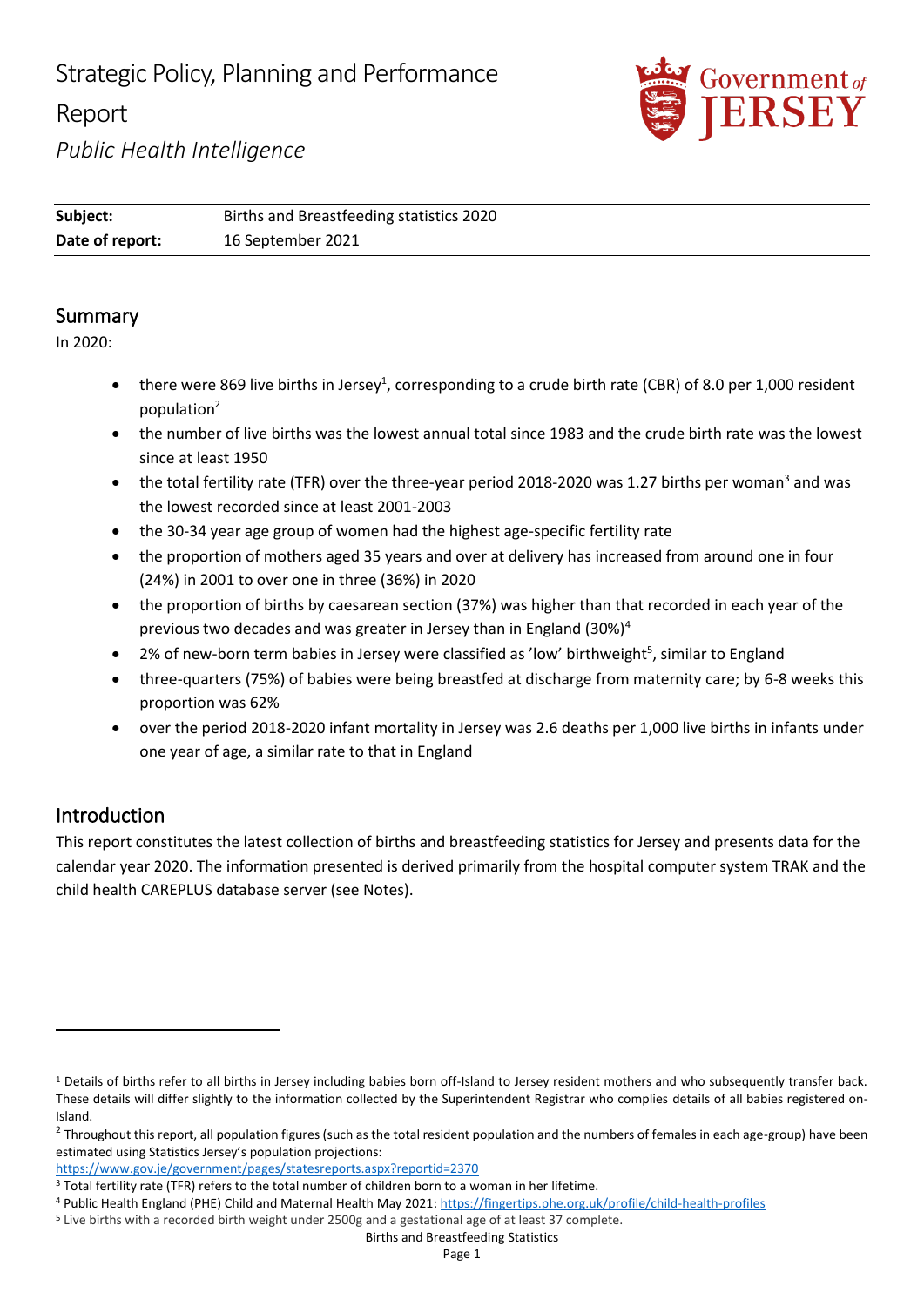# Strategic Policy, Planning and Performance Report

*Public Health Intelligence*

| | |
|---|---|
| **Subject:** | Births and Breastfeeding statistics 2020 |
| **Date of report:** | 16 September 2021 |

## Summary

In 2020:

- there were 869 live births in Jersey[1], corresponding to a crude birth rate (CBR) of 8.0 per 1,000 resident population[2]
- the number of live births was the lowest annual total since 1983 and the crude birth rate was the lowest since at least 1950
- the total fertility rate (TFR) over the three-year period 2018-2020 was 1.27 births per woman[3] and was the lowest recorded since at least 2001-2003
- the 30-34 year age group of women had the highest age-specific fertility rate
- the proportion of mothers aged 35 years and over at delivery has increased from around one in four (24%) in 2001 to over one in three (36%) in 2020
- the proportion of births by caesarean section (37%) was higher than that recorded in each year of the previous two decades and was greater in Jersey than in England (30%)[4]
- 2% of new-born term babies in Jersey were classified as 'low' birthweight[5], similar to England
- three-quarters (75%) of babies were being breastfed at discharge from maternity care; by 6-8 weeks this proportion was 62%
- over the period 2018-2020 infant mortality in Jersey was 2.6 deaths per 1,000 live births in infants under one year of age, a similar rate to that in England

## Introduction

This report constitutes the latest collection of births and breastfeeding statistics for Jersey and presents data for the calendar year 2020. The information presented is derived primarily from the hospital computer system TRAK and the child health CAREPLUS database server (see Notes).

---

[1] Details of births refer to all births in Jersey including babies born off-Island to Jersey resident mothers and who subsequently transfer back. These details will differ slightly to the information collected by the Superintendent Registrar who complies details of all babies registered on-Island.

[2] Throughout this report, all population figures (such as the total resident population and the numbers of females in each age-group) have been estimated using Statistics Jersey's population projections: https://www.gov.je/government/pages/statesreports.aspx?reportid=2370

[3] Total fertility rate (TFR) refers to the total number of children born to a woman in her lifetime.

[4] Public Health England (PHE) Child and Maternal Health May 2021: https://fingertips.phe.org.uk/profile/child-health-profiles

[5] Live births with a recorded birth weight under 2500g and a gestational age of at least 37 complete.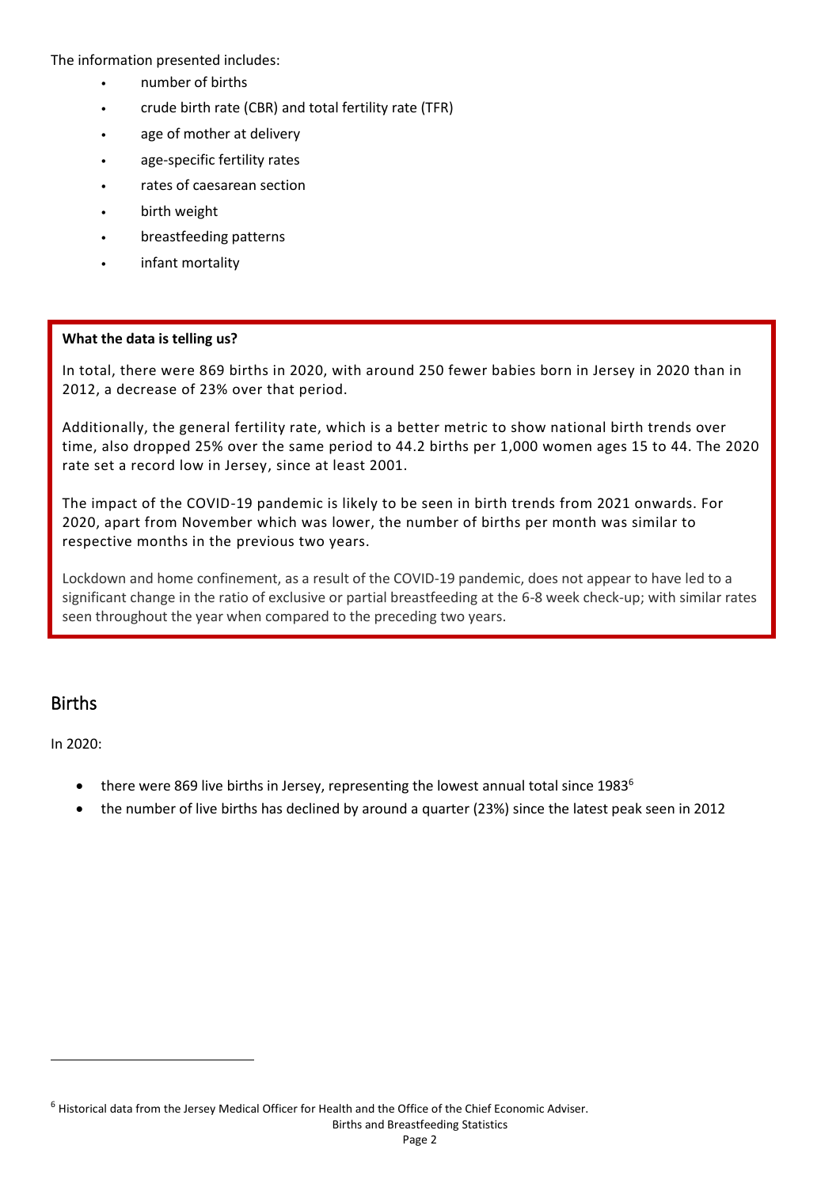The information presented includes:

- number of births
- crude birth rate (CBR) and total fertility rate (TFR)
- age of mother at delivery
- age-specific fertility rates
- rates of caesarean section
- birth weight
- breastfeeding patterns
- infant mortality

**What the data is telling us?**

In total, there were 869 births in 2020, with around 250 fewer babies born in Jersey in 2020 than in 2012, a decrease of 23% over that period.

Additionally, the general fertility rate, which is a better metric to show national birth trends over time, also dropped 25% over the same period to 44.2 births per 1,000 women ages 15 to 44. The 2020 rate set a record low in Jersey, since at least 2001.

The impact of the COVID-19 pandemic is likely to be seen in birth trends from 2021 onwards. For 2020, apart from November which was lower, the number of births per month was similar to respective months in the previous two years.

Lockdown and home confinement, as a result of the COVID-19 pandemic, does not appear to have led to a significant change in the ratio of exclusive or partial breastfeeding at the 6-8 week check-up; with similar rates seen throughout the year when compared to the preceding two years.

## Births

In 2020:

- there were 869 live births in Jersey, representing the lowest annual total since 1983[6]
- the number of live births has declined by around a quarter (23%) since the latest peak seen in 2012

[6] Historical data from the Jersey Medical Officer for Health and the Office of the Chief Economic Adviser.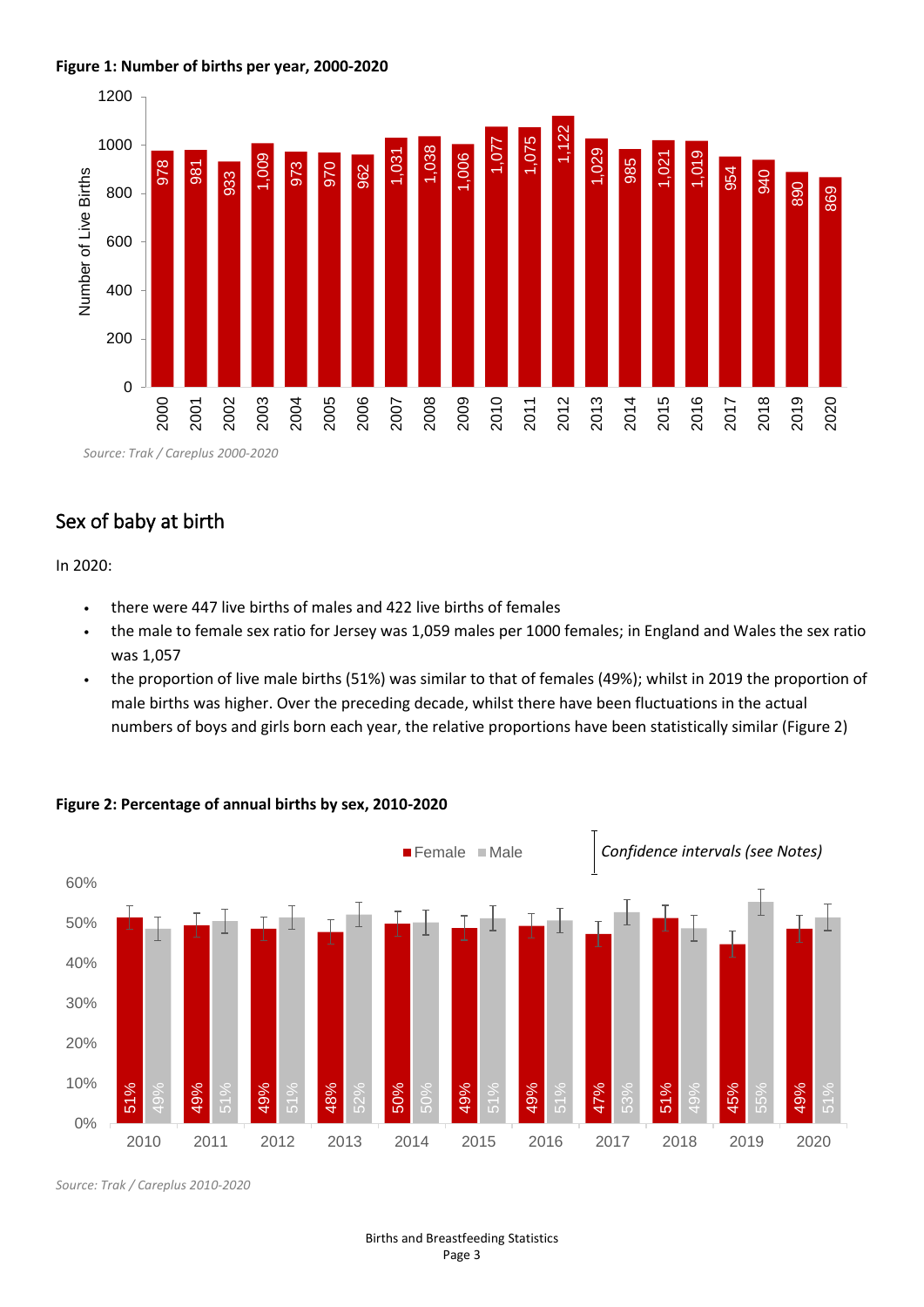**Figure 1: Number of births per year, 2000-2020**

| Year | Number of Live Births |
|---|---|
| 2000 | 978 |
| 2001 | 981 |
| 2002 | 933 |
| 2003 | 1,009 |
| 2004 | 973 |
| 2005 | 970 |
| 2006 | 962 |
| 2007 | 1,031 |
| 2008 | 1,038 |
| 2009 | 1,006 |
| 2010 | 1,077 |
| 2011 | 1,075 |
| 2012 | 1,122 |
| 2013 | 1,029 |
| 2014 | 985 |
| 2015 | 1,021 |
| 2016 | 1,019 |
| 2017 | 954 |
| 2018 | 940 |
| 2019 | 890 |
| 2020 | 869 |

*Source: Trak / Careplus 2000-2020*

## Sex of baby at birth

In 2020:

- there were 447 live births of males and 422 live births of females
- the male to female sex ratio for Jersey was 1,059 males per 1000 females; in England and Wales the sex ratio was 1,057
- the proportion of live male births (51%) was similar to that of females (49%); whilst in 2019 the proportion of male births was higher. Over the preceding decade, whilst there have been fluctuations in the actual numbers of boys and girls born each year, the relative proportions have been statistically similar (Figure 2)

**Figure 2: Percentage of annual births by sex, 2010-2020**

| Year | Female | Male |
|---|---|---|
| 2010 | 51% | 49% |
| 2011 | 49% | 51% |
| 2012 | 49% | 51% |
| 2013 | 48% | 52% |
| 2014 | 50% | 50% |
| 2015 | 49% | 51% |
| 2016 | 49% | 51% |
| 2017 | 47% | 53% |
| 2018 | 51% | 49% |
| 2019 | 45% | 55% |
| 2020 | 49% | 51% |

*Confidence intervals (see Notes)*

*Source: Trak / Careplus 2010-2020*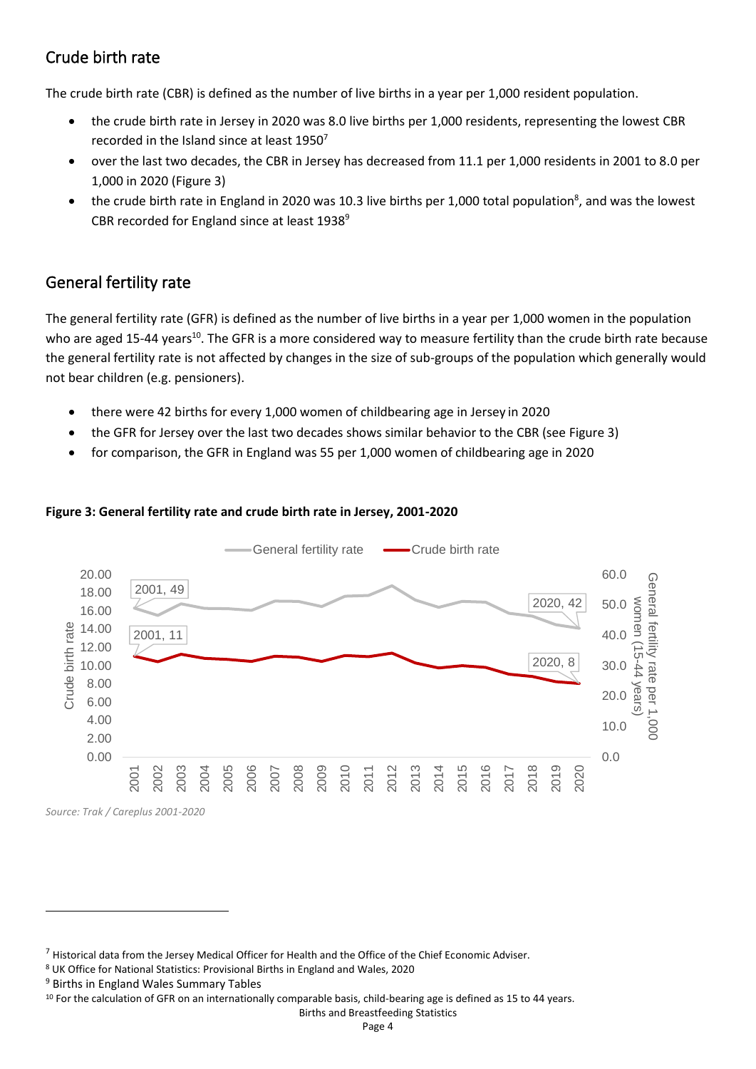## Crude birth rate

The crude birth rate (CBR) is defined as the number of live births in a year per 1,000 resident population.

- the crude birth rate in Jersey in 2020 was 8.0 live births per 1,000 residents, representing the lowest CBR recorded in the Island since at least 1950[7]
- over the last two decades, the CBR in Jersey has decreased from 11.1 per 1,000 residents in 2001 to 8.0 per 1,000 in 2020 (Figure 3)
- the crude birth rate in England in 2020 was 10.3 live births per 1,000 total population[8], and was the lowest CBR recorded for England since at least 1938[9]

## General fertility rate

The general fertility rate (GFR) is defined as the number of live births in a year per 1,000 women in the population who are aged 15-44 years[10]. The GFR is a more considered way to measure fertility than the crude birth rate because the general fertility rate is not affected by changes in the size of sub-groups of the population which generally would not bear children (e.g. pensioners).

- there were 42 births for every 1,000 women of childbearing age in Jersey in 2020
- the GFR for Jersey over the last two decades shows similar behavior to the CBR (see Figure 3)
- for comparison, the GFR in England was 55 per 1,000 women of childbearing age in 2020

**Figure 3: General fertility rate and crude birth rate in Jersey, 2001-2020**

*Source: Trak / Careplus 2001-2020*

---

[7] Historical data from the Jersey Medical Officer for Health and the Office of the Chief Economic Adviser.

[8] UK Office for National Statistics: Provisional Births in England and Wales, 2020

[9] Births in England Wales Summary Tables

[10] For the calculation of GFR on an internationally comparable basis, child-bearing age is defined as 15 to 44 years.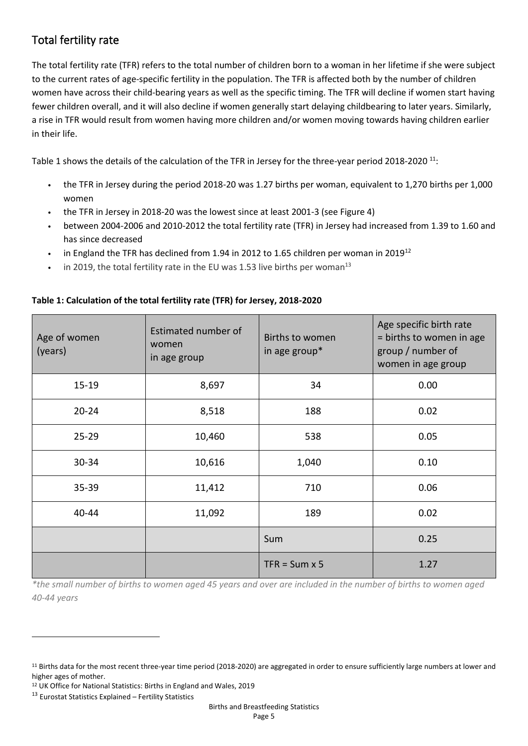## Total fertility rate

The total fertility rate (TFR) refers to the total number of children born to a woman in her lifetime if she were subject to the current rates of age-specific fertility in the population. The TFR is affected both by the number of children women have across their child-bearing years as well as the specific timing. The TFR will decline if women start having fewer children overall, and it will also decline if women generally start delaying childbearing to later years. Similarly, a rise in TFR would result from women having more children and/or women moving towards having children earlier in their life.

Table 1 shows the details of the calculation of the TFR in Jersey for the three-year period 2018-2020 [11]:

- the TFR in Jersey during the period 2018-20 was 1.27 births per woman, equivalent to 1,270 births per 1,000 women
- the TFR in Jersey in 2018-20 was the lowest since at least 2001-3 (see Figure 4)
- between 2004-2006 and 2010-2012 the total fertility rate (TFR) in Jersey had increased from 1.39 to 1.60 and has since decreased
- in England the TFR has declined from 1.94 in 2012 to 1.65 children per woman in 2019[12]
- in 2019, the total fertility rate in the EU was 1.53 live births per woman[13]

**Table 1: Calculation of the total fertility rate (TFR) for Jersey, 2018-2020**

| Age of women (years) | Estimated number of women in age group | Births to women in age group* | Age specific birth rate = births to women in age group / number of women in age group |
|---|---|---|---|
| 15-19 | 8,697 | 34 | 0.00 |
| 20-24 | 8,518 | 188 | 0.02 |
| 25-29 | 10,460 | 538 | 0.05 |
| 30-34 | 10,616 | 1,040 | 0.10 |
| 35-39 | 11,412 | 710 | 0.06 |
| 40-44 | 11,092 | 189 | 0.02 |
| | | Sum | 0.25 |
| | | TFR = Sum x 5 | 1.27 |

*\*the small number of births to women aged 45 years and over are included in the number of births to women aged 40-44 years*

[11] Births data for the most recent three-year time period (2018-2020) are aggregated in order to ensure sufficiently large numbers at lower and higher ages of mother.

[12] UK Office for National Statistics: Births in England and Wales, 2019

[13] Eurostat Statistics Explained – Fertility Statistics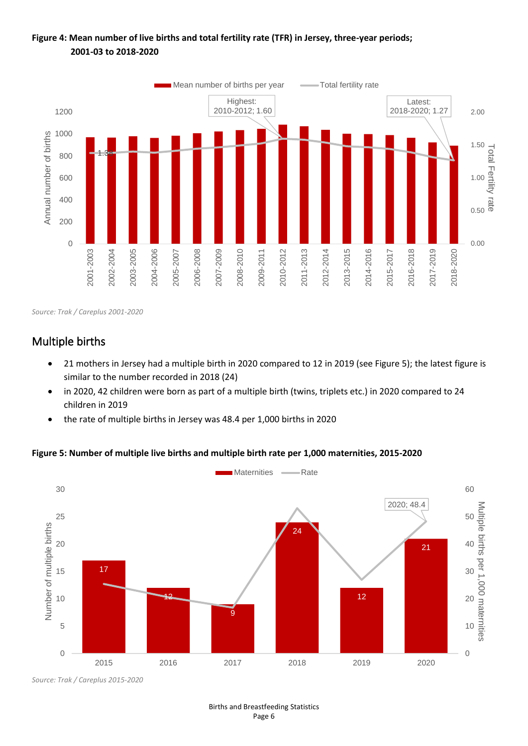**Figure 4: Mean number of live births and total fertility rate (TFR) in Jersey, three-year periods; 2001-03 to 2018-2020**

*Source: Trak / Careplus 2001-2020*

## Multiple births

- 21 mothers in Jersey had a multiple birth in 2020 compared to 12 in 2019 (see Figure 5); the latest figure is similar to the number recorded in 2018 (24)
- in 2020, 42 children were born as part of a multiple birth (twins, triplets etc.) in 2020 compared to 24 children in 2019
- the rate of multiple births in Jersey was 48.4 per 1,000 births in 2020

**Figure 5: Number of multiple live births and multiple birth rate per 1,000 maternities, 2015-2020**

*Source: Trak / Careplus 2015-2020*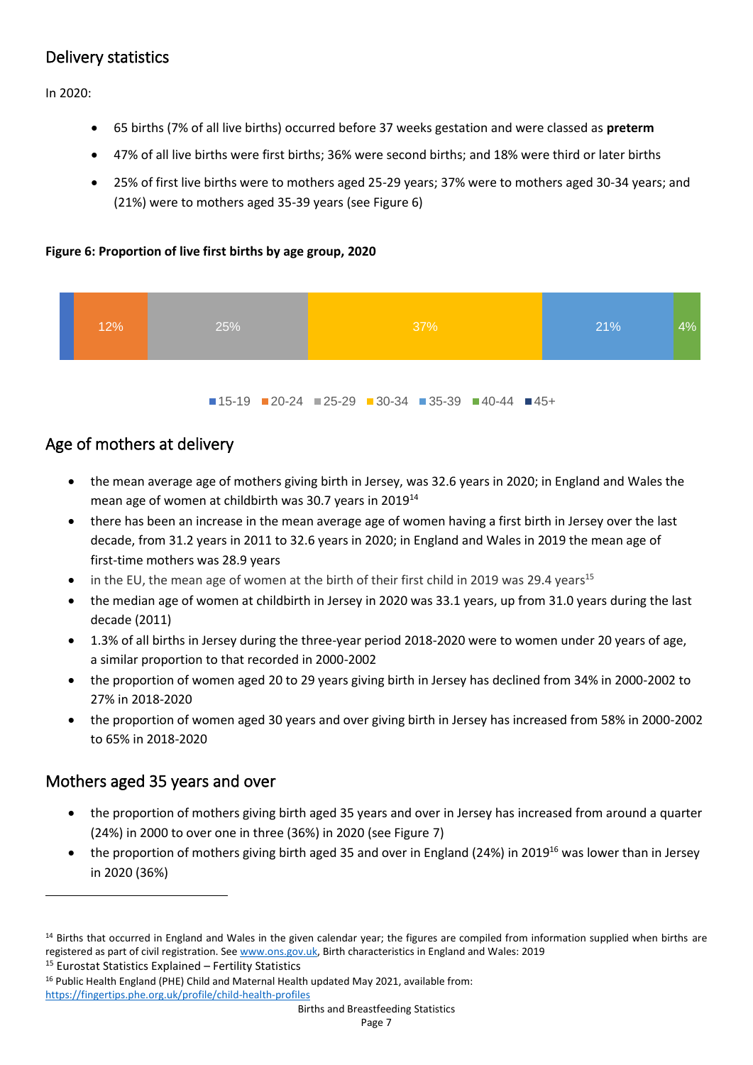## Delivery statistics

In 2020:

- 65 births (7% of all live births) occurred before 37 weeks gestation and were classed as **preterm**
- 47% of all live births were first births; 36% were second births; and 18% were third or later births
- 25% of first live births were to mothers aged 25-29 years; 37% were to mothers aged 30-34 years; and (21%) were to mothers aged 35-39 years (see Figure 6)

**Figure 6: Proportion of live first births by age group, 2020**

| 15-19 | 20-24 | 25-29 | 30-34 | 35-39 | 40-44 | 45+ |
|---|---|---|---|---|---|---|
| | 12% | 25% | 37% | 21% | 4% | |

## Age of mothers at delivery

- the mean average age of mothers giving birth in Jersey, was 32.6 years in 2020; in England and Wales the mean age of women at childbirth was 30.7 years in 2019[14]
- there has been an increase in the mean average age of women having a first birth in Jersey over the last decade, from 31.2 years in 2011 to 32.6 years in 2020; in England and Wales in 2019 the mean age of first-time mothers was 28.9 years
- in the EU, the mean age of women at the birth of their first child in 2019 was 29.4 years[15]
- the median age of women at childbirth in Jersey in 2020 was 33.1 years, up from 31.0 years during the last decade (2011)
- 1.3% of all births in Jersey during the three-year period 2018-2020 were to women under 20 years of age, a similar proportion to that recorded in 2000-2002
- the proportion of women aged 20 to 29 years giving birth in Jersey has declined from 34% in 2000-2002 to 27% in 2018-2020
- the proportion of women aged 30 years and over giving birth in Jersey has increased from 58% in 2000-2002 to 65% in 2018-2020

## Mothers aged 35 years and over

- the proportion of mothers giving birth aged 35 years and over in Jersey has increased from around a quarter (24%) in 2000 to over one in three (36%) in 2020 (see Figure 7)
- the proportion of mothers giving birth aged 35 and over in England (24%) in 2019[16] was lower than in Jersey in 2020 (36%)

---

[14] Births that occurred in England and Wales in the given calendar year; the figures are compiled from information supplied when births are registered as part of civil registration. See www.ons.gov.uk, Birth characteristics in England and Wales: 2019

[15] Eurostat Statistics Explained – Fertility Statistics

[16] Public Health England (PHE) Child and Maternal Health updated May 2021, available from: https://fingertips.phe.org.uk/profile/child-health-profiles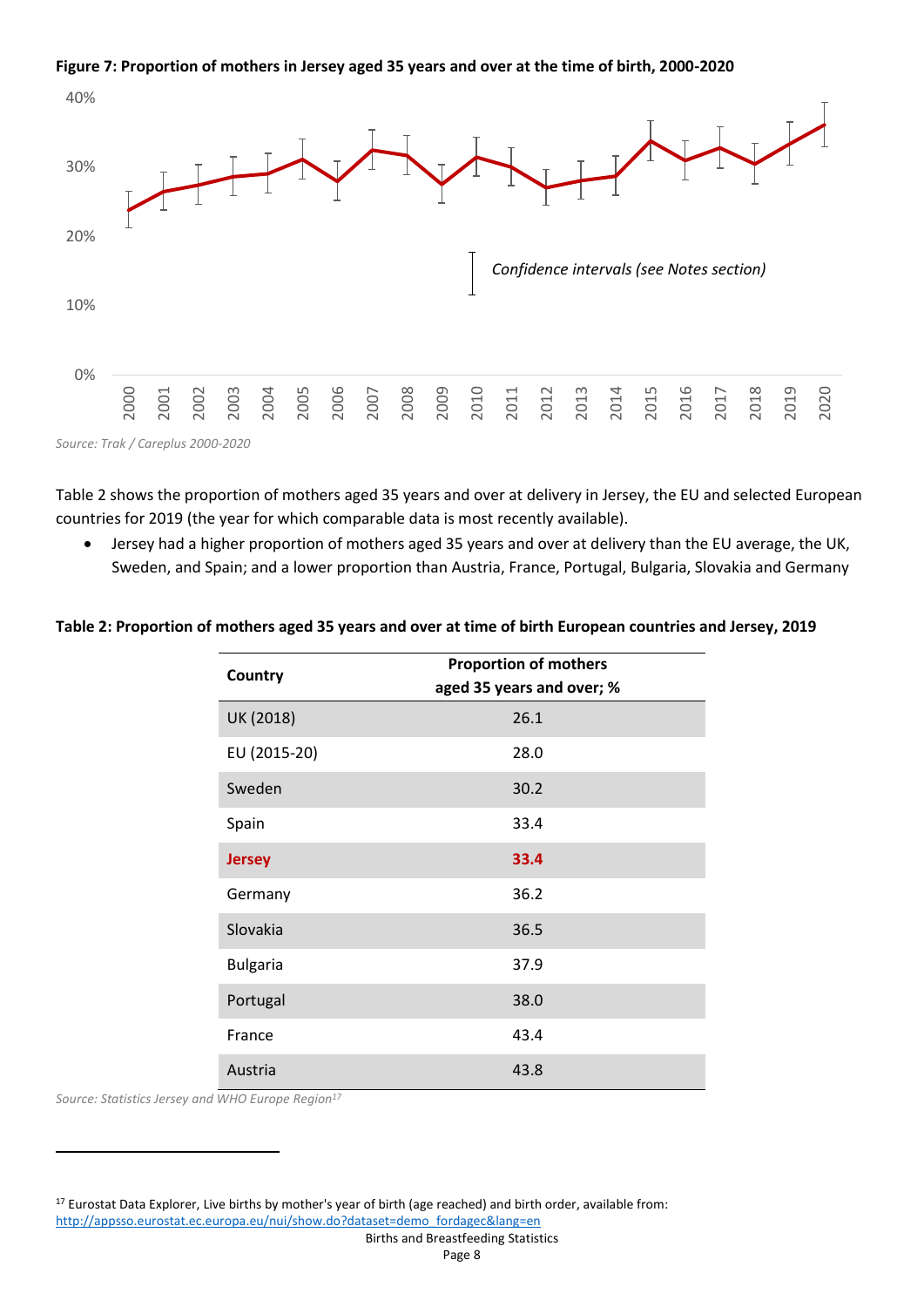**Figure 7: Proportion of mothers in Jersey aged 35 years and over at the time of birth, 2000-2020**

*Source: Trak / Careplus 2000-2020*

Table 2 shows the proportion of mothers aged 35 years and over at delivery in Jersey, the EU and selected European countries for 2019 (the year for which comparable data is most recently available).

- Jersey had a higher proportion of mothers aged 35 years and over at delivery than the EU average, the UK, Sweden, and Spain; and a lower proportion than Austria, France, Portugal, Bulgaria, Slovakia and Germany

**Table 2: Proportion of mothers aged 35 years and over at time of birth European countries and Jersey, 2019**

| Country | Proportion of mothers aged 35 years and over; % |
|---|---|
| UK (2018) | 26.1 |
| EU (2015-20) | 28.0 |
| Sweden | 30.2 |
| Spain | 33.4 |
| **Jersey** | **33.4** |
| Germany | 36.2 |
| Slovakia | 36.5 |
| Bulgaria | 37.9 |
| Portugal | 38.0 |
| France | 43.4 |
| Austria | 43.8 |

*Source: Statistics Jersey and WHO Europe Region*[17]

[17] Eurostat Data Explorer, Live births by mother's year of birth (age reached) and birth order, available from: http://appsso.eurostat.ec.europa.eu/nui/show.do?dataset=demo_fordagec&lang=en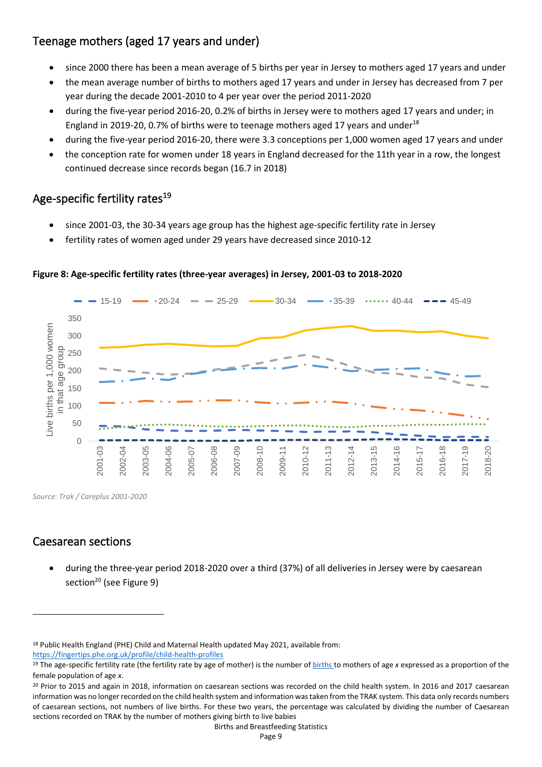## Teenage mothers (aged 17 years and under)

- since 2000 there has been a mean average of 5 births per year in Jersey to mothers aged 17 years and under
- the mean average number of births to mothers aged 17 years and under in Jersey has decreased from 7 per year during the decade 2001-2010 to 4 per year over the period 2011-2020
- during the five-year period 2016-20, 0.2% of births in Jersey were to mothers aged 17 years and under; in England in 2019-20, 0.7% of births were to teenage mothers aged 17 years and under[18]
- during the five-year period 2016-20, there were 3.3 conceptions per 1,000 women aged 17 years and under
- the conception rate for women under 18 years in England decreased for the 11th year in a row, the longest continued decrease since records began (16.7 in 2018)

## Age-specific fertility rates[19]

- since 2001-03, the 30-34 years age group has the highest age-specific fertility rate in Jersey
- fertility rates of women aged under 29 years have decreased since 2010-12

**Figure 8: Age-specific fertility rates (three-year averages) in Jersey, 2001-03 to 2018-2020**

*Source: Trak / Careplus 2001-2020*

## Caesarean sections

- during the three-year period 2018-2020 over a third (37%) of all deliveries in Jersey were by caesarean section[20] (see Figure 9)

---

[18] Public Health England (PHE) Child and Maternal Health updated May 2021, available from: https://fingertips.phe.org.uk/profile/child-health-profiles

[19] The age-specific fertility rate (the fertility rate by age of mother) is the number of births to mothers of age *x* expressed as a proportion of the female population of age *x*.

[20] Prior to 2015 and again in 2018, information on caesarean sections was recorded on the child health system. In 2016 and 2017 caesarean information was no longer recorded on the child health system and information was taken from the TRAK system. This data only records numbers of caesarean sections, not numbers of live births. For these two years, the percentage was calculated by dividing the number of Caesarean sections recorded on TRAK by the number of mothers giving birth to live babies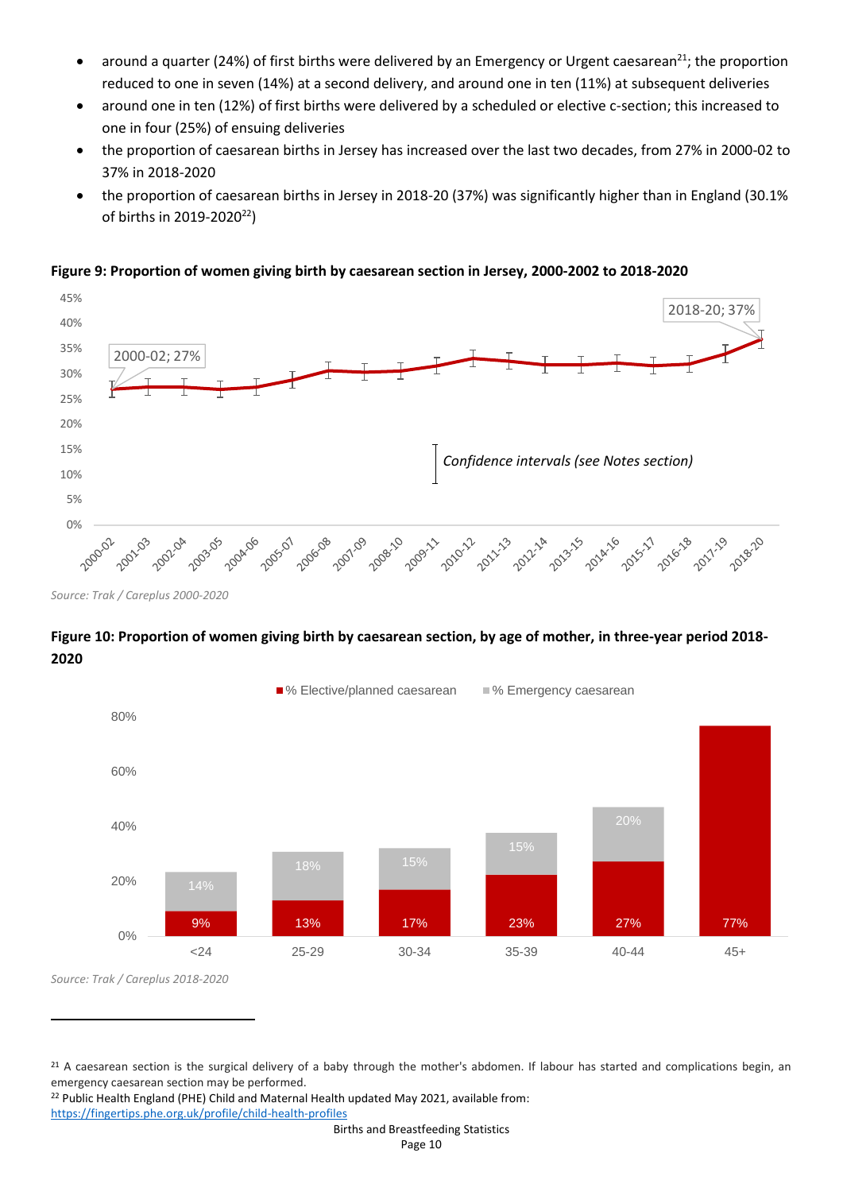- around a quarter (24%) of first births were delivered by an Emergency or Urgent caesarean[21]; the proportion reduced to one in seven (14%) at a second delivery, and around one in ten (11%) at subsequent deliveries
- around one in ten (12%) of first births were delivered by a scheduled or elective c-section; this increased to one in four (25%) of ensuing deliveries
- the proportion of caesarean births in Jersey has increased over the last two decades, from 27% in 2000-02 to 37% in 2018-2020
- the proportion of caesarean births in Jersey in 2018-20 (37%) was significantly higher than in England (30.1% of births in 2019-2020[22])

**Figure 9: Proportion of women giving birth by caesarean section in Jersey, 2000-2002 to 2018-2020**

*Source: Trak / Careplus 2000-2020*

**Figure 10: Proportion of women giving birth by caesarean section, by age of mother, in three-year period 2018-2020**

| Age of mother | % Elective/planned caesarean | % Emergency caesarean |
|---|---|---|
| <24 | 9% | 14% |
| 25-29 | 13% | 18% |
| 30-34 | 17% | 15% |
| 35-39 | 23% | 15% |
| 40-44 | 27% | 20% |
| 45+ | 77% | |

*Source: Trak / Careplus 2018-2020*

[21] A caesarean section is the surgical delivery of a baby through the mother's abdomen. If labour has started and complications begin, an emergency caesarean section may be performed.

[22] Public Health England (PHE) Child and Maternal Health updated May 2021, available from: https://fingertips.phe.org.uk/profile/child-health-profiles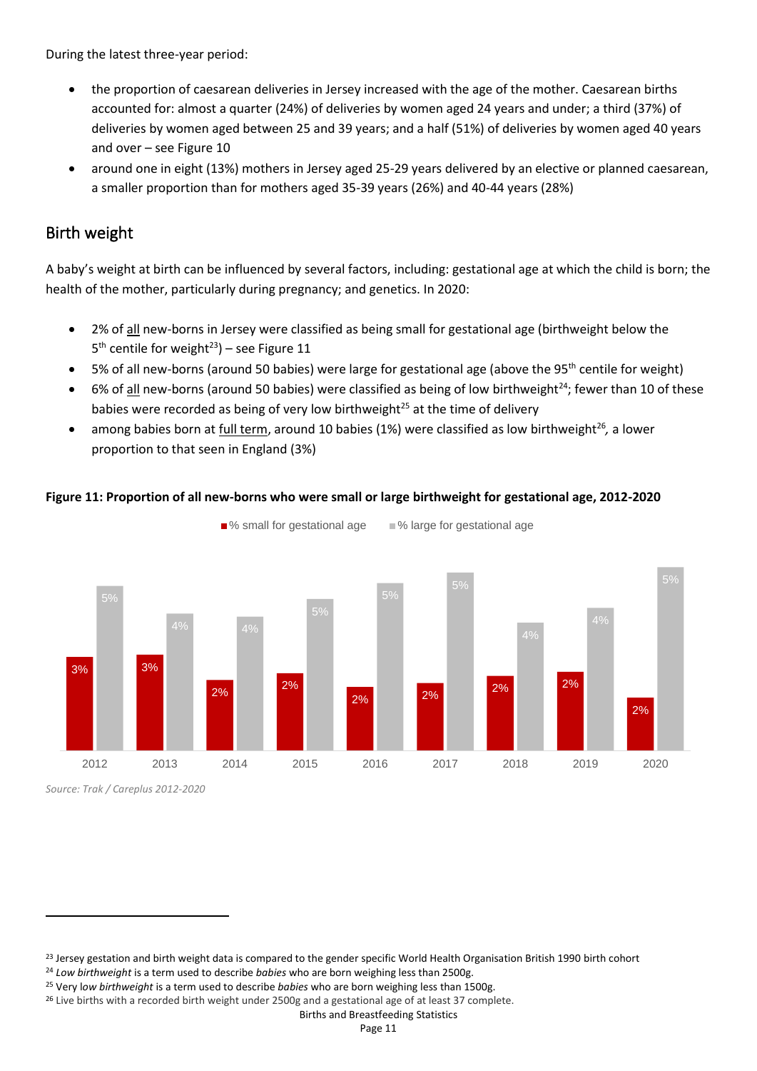During the latest three-year period:

- the proportion of caesarean deliveries in Jersey increased with the age of the mother. Caesarean births accounted for: almost a quarter (24%) of deliveries by women aged 24 years and under; a third (37%) of deliveries by women aged between 25 and 39 years; and a half (51%) of deliveries by women aged 40 years and over – see Figure 10
- around one in eight (13%) mothers in Jersey aged 25-29 years delivered by an elective or planned caesarean, a smaller proportion than for mothers aged 35-39 years (26%) and 40-44 years (28%)

## Birth weight

A baby's weight at birth can be influenced by several factors, including: gestational age at which the child is born; the health of the mother, particularly during pregnancy; and genetics. In 2020:

- 2% of all new-borns in Jersey were classified as being small for gestational age (birthweight below the 5th centile for weight[23]) – see Figure 11
- 5% of all new-borns (around 50 babies) were large for gestational age (above the 95th centile for weight)
- 6% of all new-borns (around 50 babies) were classified as being of low birthweight[24]; fewer than 10 of these babies were recorded as being of very low birthweight[25] at the time of delivery
- among babies born at full term, around 10 babies (1%) were classified as low birthweight[26], a lower proportion to that seen in England (3%)

**Figure 11: Proportion of all new-borns who were small or large birthweight for gestational age, 2012-2020**

| Year | % small for gestational age | % large for gestational age |
|---|---|---|
| 2012 | 3% | 5% |
| 2013 | 3% | 4% |
| 2014 | 2% | 4% |
| 2015 | 2% | 5% |
| 2016 | 2% | 5% |
| 2017 | 2% | 5% |
| 2018 | 2% | 4% |
| 2019 | 2% | 4% |
| 2020 | 2% | 5% |

*Source: Trak / Careplus 2012-2020*

---

[23] Jersey gestation and birth weight data is compared to the gender specific World Health Organisation British 1990 birth cohort

[24] *Low birthweight* is a term used to describe *babies* who are born weighing less than 2500g.

[25] Very *low birthweight* is a term used to describe *babies* who are born weighing less than 1500g.

[26] Live births with a recorded birth weight under 2500g and a gestational age of at least 37 complete.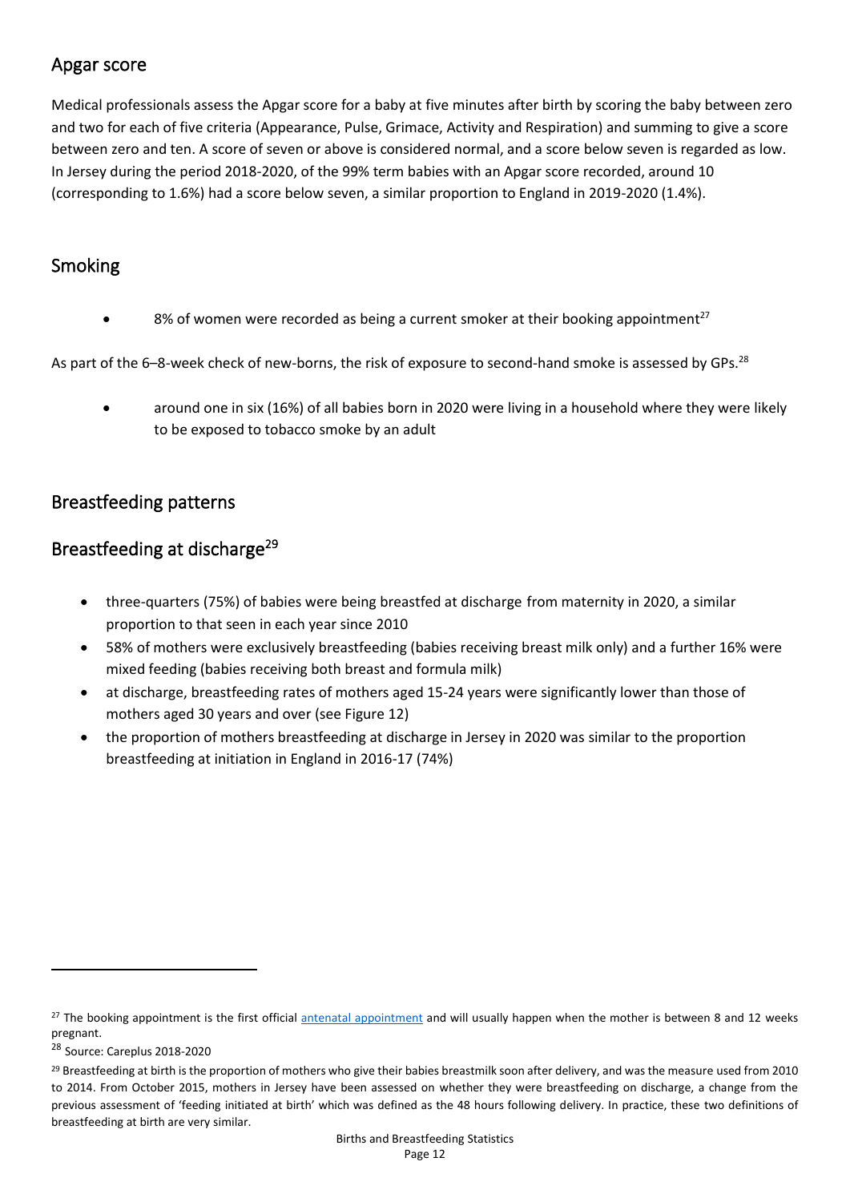## Apgar score

Medical professionals assess the Apgar score for a baby at five minutes after birth by scoring the baby between zero and two for each of five criteria (Appearance, Pulse, Grimace, Activity and Respiration) and summing to give a score between zero and ten. A score of seven or above is considered normal, and a score below seven is regarded as low. In Jersey during the period 2018-2020, of the 99% term babies with an Apgar score recorded, around 10 (corresponding to 1.6%) had a score below seven, a similar proportion to England in 2019-2020 (1.4%).

## Smoking

- 8% of women were recorded as being a current smoker at their booking appointment[27]

As part of the 6–8-week check of new-borns, the risk of exposure to second-hand smoke is assessed by GPs.[28]

- around one in six (16%) of all babies born in 2020 were living in a household where they were likely to be exposed to tobacco smoke by an adult

## Breastfeeding patterns

## Breastfeeding at discharge[29]

- three-quarters (75%) of babies were being breastfed at discharge from maternity in 2020, a similar proportion to that seen in each year since 2010
- 58% of mothers were exclusively breastfeeding (babies receiving breast milk only) and a further 16% were mixed feeding (babies receiving both breast and formula milk)
- at discharge, breastfeeding rates of mothers aged 15-24 years were significantly lower than those of mothers aged 30 years and over (see Figure 12)
- the proportion of mothers breastfeeding at discharge in Jersey in 2020 was similar to the proportion breastfeeding at initiation in England in 2016-17 (74%)

---

[27] The booking appointment is the first official antenatal appointment and will usually happen when the mother is between 8 and 12 weeks pregnant.

[28] Source: Careplus 2018-2020

[29] Breastfeeding at birth is the proportion of mothers who give their babies breastmilk soon after delivery, and was the measure used from 2010 to 2014. From October 2015, mothers in Jersey have been assessed on whether they were breastfeeding on discharge, a change from the previous assessment of 'feeding initiated at birth' which was defined as the 48 hours following delivery. In practice, these two definitions of breastfeeding at birth are very similar.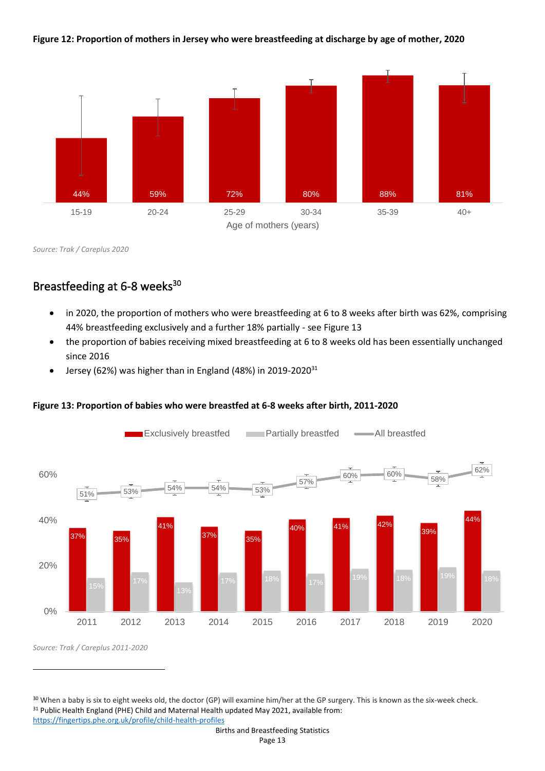**Figure 12: Proportion of mothers in Jersey who were breastfeeding at discharge by age of mother, 2020**

| Age of mothers (years) | 15-19 | 20-24 | 25-29 | 30-34 | 35-39 | 40+ |
|---|---|---|---|---|---|---|
| Breastfeeding at discharge | 44% | 59% | 72% | 80% | 88% | 81% |

*Source: Trak / Careplus 2020*

## Breastfeeding at 6-8 weeks[30]

- in 2020, the proportion of mothers who were breastfeeding at 6 to 8 weeks after birth was 62%, comprising 44% breastfeeding exclusively and a further 18% partially - see Figure 13
- the proportion of babies receiving mixed breastfeeding at 6 to 8 weeks old has been essentially unchanged since 2016
- Jersey (62%) was higher than in England (48%) in 2019-2020[31]

**Figure 13: Proportion of babies who were breastfed at 6-8 weeks after birth, 2011-2020**

| Year | Exclusively breastfed | Partially breastfed | All breastfed |
|---|---|---|---|
| 2011 | 37% | 15% | 51% |
| 2012 | 35% | 17% | 53% |
| 2013 | 41% | 13% | 54% |
| 2014 | 37% | 17% | 54% |
| 2015 | 35% | 18% | 53% |
| 2016 | 40% | 17% | 57% |
| 2017 | 41% | 19% | 60% |
| 2018 | 42% | 18% | 60% |
| 2019 | 39% | 19% | 58% |
| 2020 | 44% | 18% | 62% |

*Source: Trak / Careplus 2011-2020*

[30] When a baby is six to eight weeks old, the doctor (GP) will examine him/her at the GP surgery. This is known as the six-week check.

[31] Public Health England (PHE) Child and Maternal Health updated May 2021, available from: https://fingertips.phe.org.uk/profile/child-health-profiles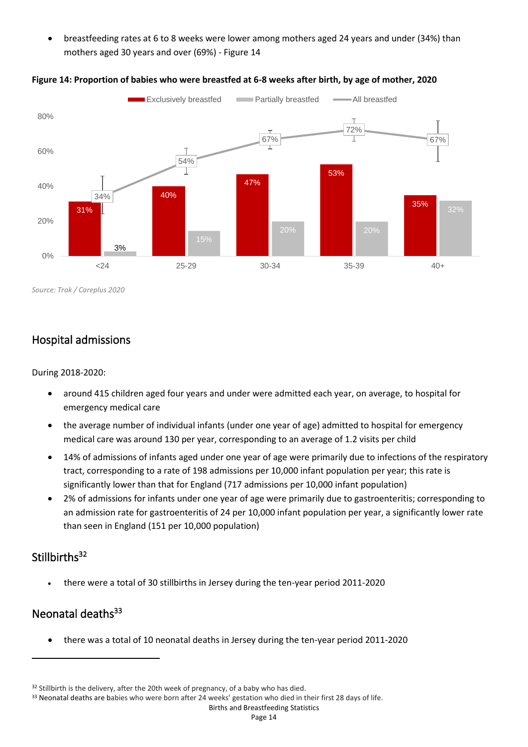- breastfeeding rates at 6 to 8 weeks were lower among mothers aged 24 years and under (34%) than mothers aged 30 years and over (69%) - Figure 14

**Figure 14: Proportion of babies who were breastfed at 6-8 weeks after birth, by age of mother, 2020**

| Age of mother | Exclusively breastfed | Partially breastfed | All breastfed |
|---|---|---|---|
| <24 | 31% | 3% | 34% |
| 25-29 | 40% | 15% | 54% |
| 30-34 | 47% | 20% | 67% |
| 35-39 | 53% | 20% | 72% |
| 40+ | 35% | 32% | 67% |

*Source: Trak / Careplus 2020*

## Hospital admissions

During 2018-2020:

- around 415 children aged four years and under were admitted each year, on average, to hospital for emergency medical care
- the average number of individual infants (under one year of age) admitted to hospital for emergency medical care was around 130 per year, corresponding to an average of 1.2 visits per child
- 14% of admissions of infants aged under one year of age were primarily due to infections of the respiratory tract, corresponding to a rate of 198 admissions per 10,000 infant population per year; this rate is significantly lower than that for England (717 admissions per 10,000 infant population)
- 2% of admissions for infants under one year of age were primarily due to gastroenteritis; corresponding to an admission rate for gastroenteritis of 24 per 10,000 infant population per year, a significantly lower rate than seen in England (151 per 10,000 population)

## Stillbirths[32]

- there were a total of 30 stillbirths in Jersey during the ten-year period 2011-2020

## Neonatal deaths[33]

- there was a total of 10 neonatal deaths in Jersey during the ten-year period 2011-2020

[32] Stillbirth is the delivery, after the 20th week of pregnancy, of a baby who has died.
[33] Neonatal deaths are babies who were born after 24 weeks' gestation who died in their first 28 days of life.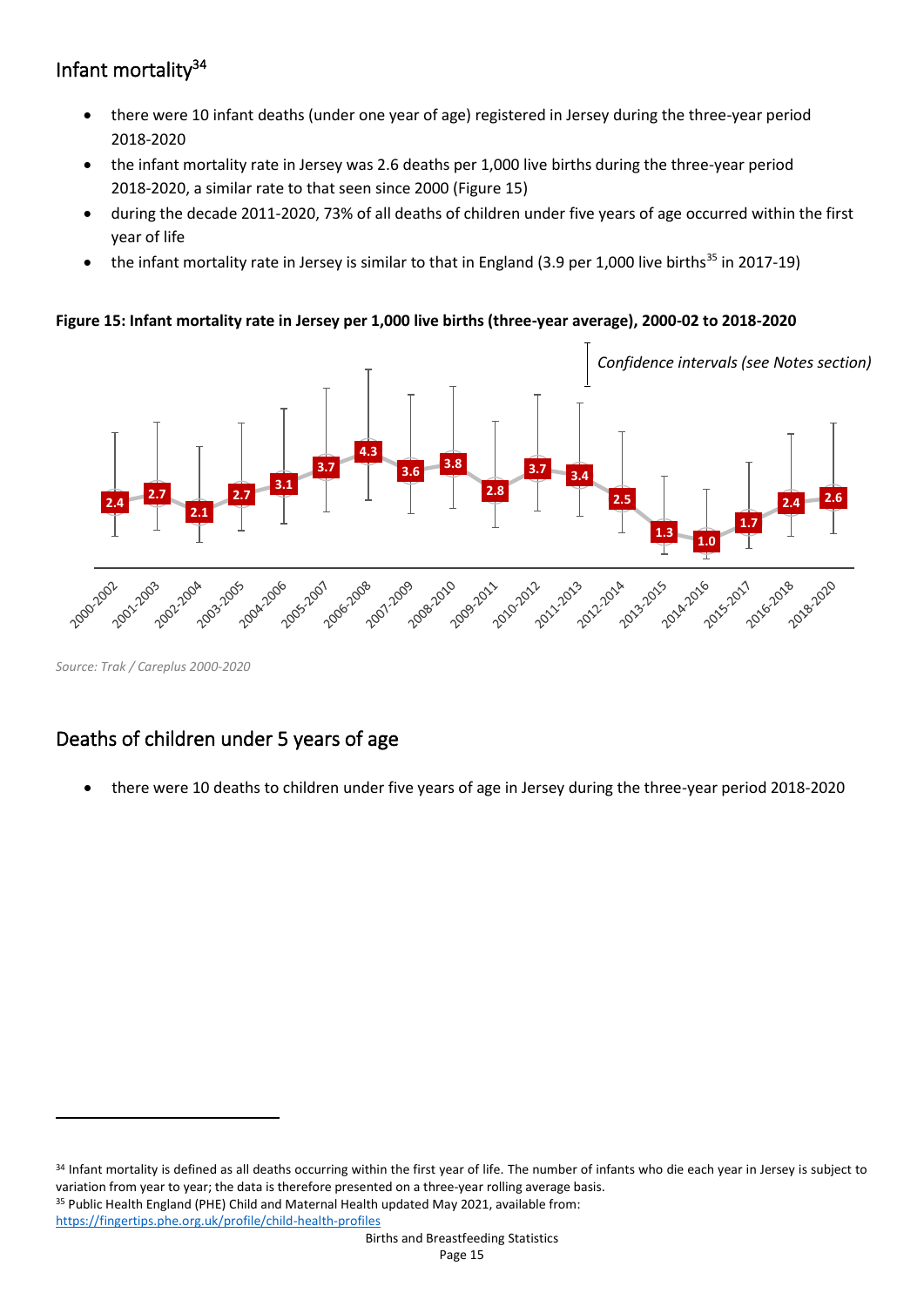## Infant mortality[34]

- there were 10 infant deaths (under one year of age) registered in Jersey during the three-year period 2018-2020
- the infant mortality rate in Jersey was 2.6 deaths per 1,000 live births during the three-year period 2018-2020, a similar rate to that seen since 2000 (Figure 15)
- during the decade 2011-2020, 73% of all deaths of children under five years of age occurred within the first year of life
- the infant mortality rate in Jersey is similar to that in England (3.9 per 1,000 live births[35] in 2017-19)

**Figure 15: Infant mortality rate in Jersey per 1,000 live births (three-year average), 2000-02 to 2018-2020**

*Confidence intervals (see Notes section)*

| Period | Rate |
|---|---|
| 2000-2002 | 2.4 |
| 2001-2003 | 2.7 |
| 2002-2004 | 2.1 |
| 2003-2005 | 2.7 |
| 2004-2006 | 3.1 |
| 2005-2007 | 3.7 |
| 2006-2008 | 4.3 |
| 2007-2009 | 3.6 |
| 2008-2010 | 3.8 |
| 2009-2011 | 2.8 |
| 2010-2012 | 3.7 |
| 2011-2013 | 3.4 |
| 2012-2014 | 2.5 |
| 2013-2015 | 1.3 |
| 2014-2016 | 1.0 |
| 2015-2017 | 1.7 |
| 2016-2018 | 2.4 |
| 2018-2020 | 2.6 |

*Source: Trak / Careplus 2000-2020*

## Deaths of children under 5 years of age

- there were 10 deaths to children under five years of age in Jersey during the three-year period 2018-2020

[34] Infant mortality is defined as all deaths occurring within the first year of life. The number of infants who die each year in Jersey is subject to variation from year to year; the data is therefore presented on a three-year rolling average basis.

[35] Public Health England (PHE) Child and Maternal Health updated May 2021, available from: https://fingertips.phe.org.uk/profile/child-health-profiles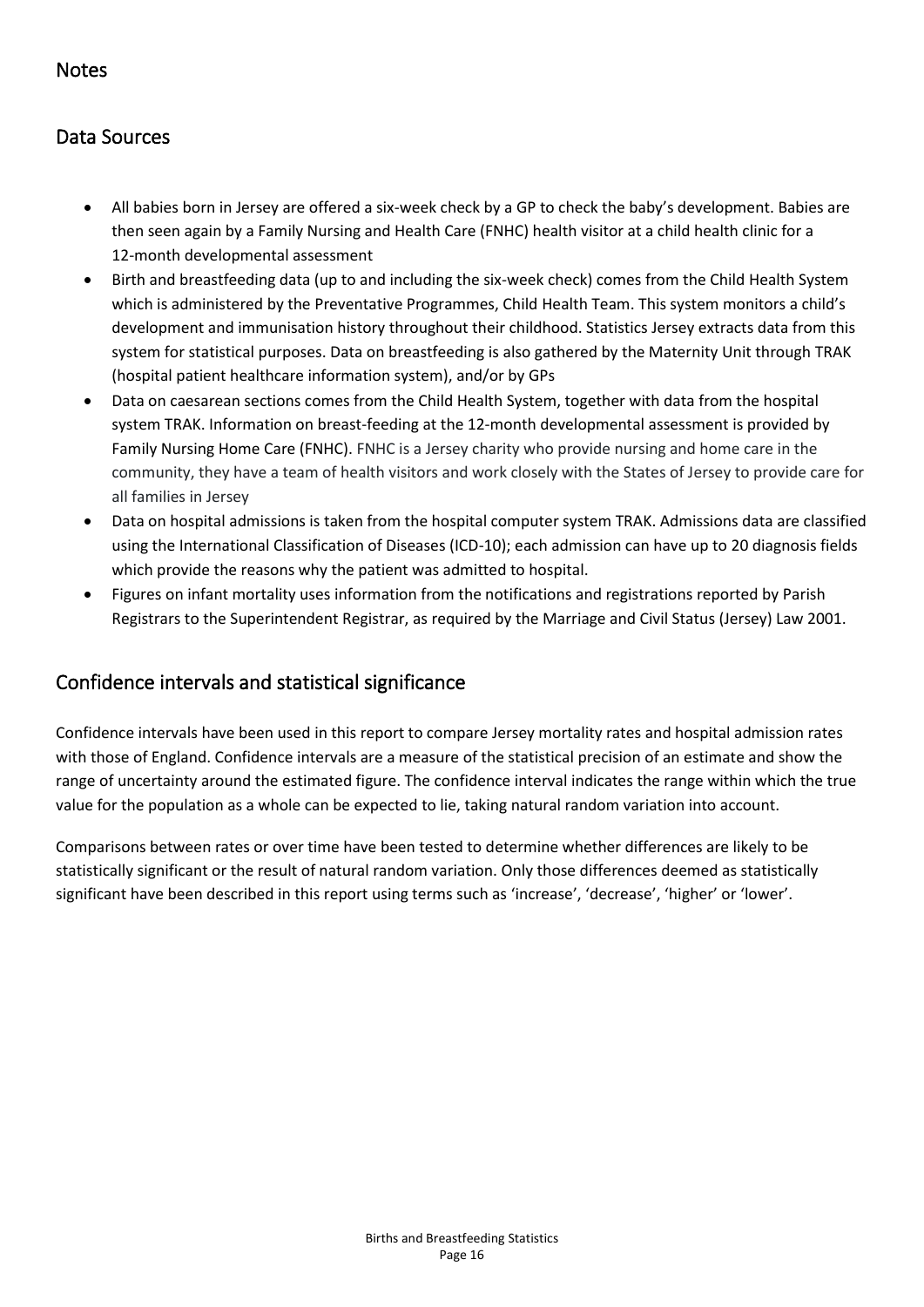# Notes

## Data Sources

- All babies born in Jersey are offered a six-week check by a GP to check the baby's development. Babies are then seen again by a Family Nursing and Health Care (FNHC) health visitor at a child health clinic for a 12-month developmental assessment
- Birth and breastfeeding data (up to and including the six-week check) comes from the Child Health System which is administered by the Preventative Programmes, Child Health Team. This system monitors a child's development and immunisation history throughout their childhood. Statistics Jersey extracts data from this system for statistical purposes. Data on breastfeeding is also gathered by the Maternity Unit through TRAK (hospital patient healthcare information system), and/or by GPs
- Data on caesarean sections comes from the Child Health System, together with data from the hospital system TRAK. Information on breast-feeding at the 12-month developmental assessment is provided by Family Nursing Home Care (FNHC). FNHC is a Jersey charity who provide nursing and home care in the community, they have a team of health visitors and work closely with the States of Jersey to provide care for all families in Jersey
- Data on hospital admissions is taken from the hospital computer system TRAK. Admissions data are classified using the International Classification of Diseases (ICD-10); each admission can have up to 20 diagnosis fields which provide the reasons why the patient was admitted to hospital.
- Figures on infant mortality uses information from the notifications and registrations reported by Parish Registrars to the Superintendent Registrar, as required by the Marriage and Civil Status (Jersey) Law 2001.

## Confidence intervals and statistical significance

Confidence intervals have been used in this report to compare Jersey mortality rates and hospital admission rates with those of England. Confidence intervals are a measure of the statistical precision of an estimate and show the range of uncertainty around the estimated figure. The confidence interval indicates the range within which the true value for the population as a whole can be expected to lie, taking natural random variation into account.

Comparisons between rates or over time have been tested to determine whether differences are likely to be statistically significant or the result of natural random variation. Only those differences deemed as statistically significant have been described in this report using terms such as 'increase', 'decrease', 'higher' or 'lower'.